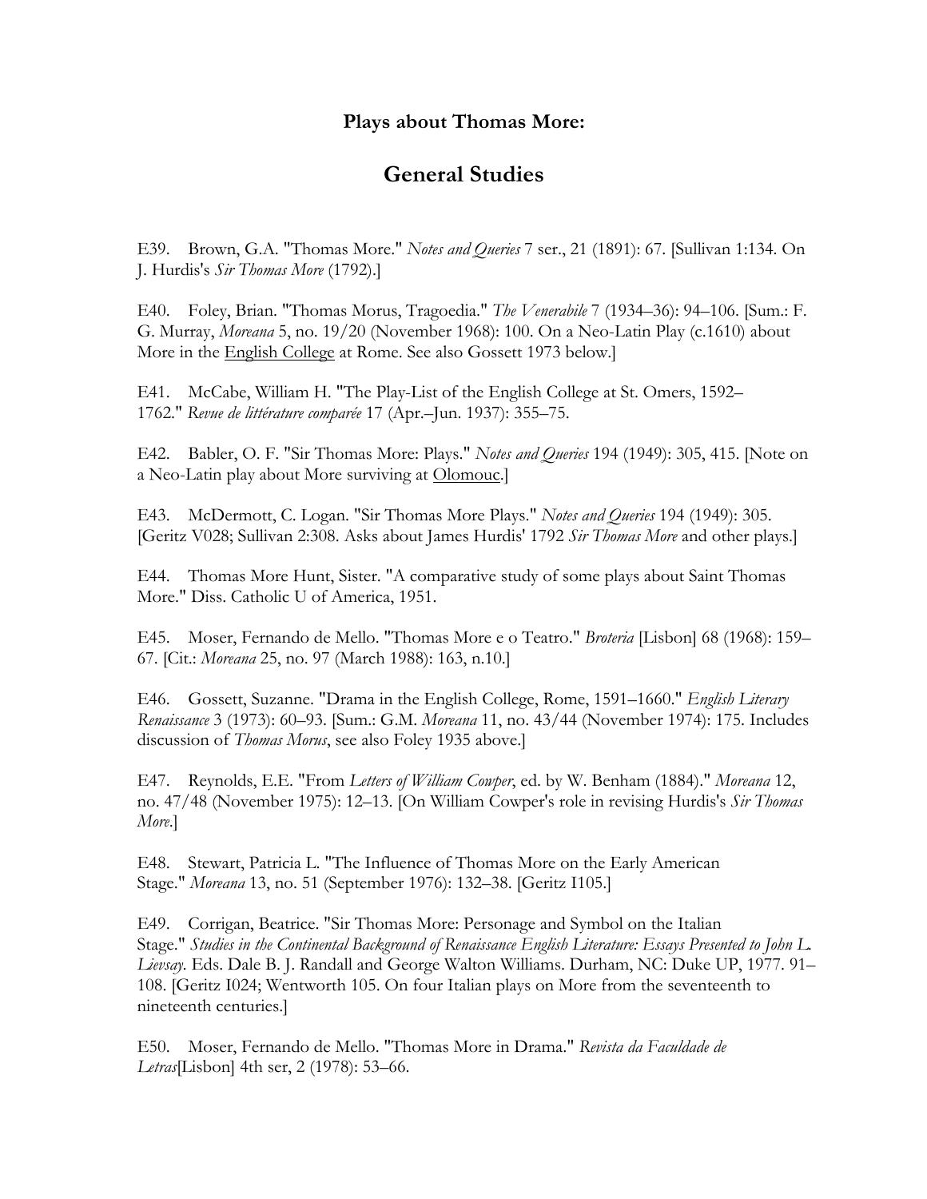## Plays about Thomas More:

# General Studies

E39. Brown, G.A. "Thomas More." *Notes and Queries* 7 ser., 21 (1891): 67. [Sullivan 1:134. On J. Hurdis's *Sir Thomas More* (1792).]

E40. Foley, Brian. "Thomas Morus, Tragoedia." *The Venerabile* 7 (1934–36): 94–106. [Sum.: F. G. Murray, *Moreana* 5, no. 19/20 (November 1968): 100. On a Neo-Latin Play (c.1610) about More in the English College at Rome. See also Gossett 1973 below.]

E41. McCabe, William H. "The Play-List of the English College at St. Omers, 1592–1762." *Revue de littérature comparée* 17 (Apr.–Jun. 1937): 355–75.

E42. Babler, O. F. "Sir Thomas More: Plays." *Notes and Queries* 194 (1949): 305, 415. [Note on a Neo-Latin play about More surviving at Olomouc.]

E43. McDermott, C. Logan. "Sir Thomas More Plays." *Notes and Queries* 194 (1949): 305. [Geritz V028; Sullivan 2:308. Asks about James Hurdis' 1792 *Sir Thomas More* and other plays.]

E44. Thomas More Hunt, Sister. "A comparative study of some plays about Saint Thomas More." Diss. Catholic U of America, 1951.

E45. Moser, Fernando de Mello. "Thomas More e o Teatro." *Broteria* [Lisbon] 68 (1968): 159–67. [Cit.: *Moreana* 25, no. 97 (March 1988): 163, n.10.]

E46. Gossett, Suzanne. "Drama in the English College, Rome, 1591–1660." *English Literary Renaissance* 3 (1973): 60–93. [Sum.: G.M. *Moreana* 11, no. 43/44 (November 1974): 175. Includes discussion of *Thomas Morus*, see also Foley 1935 above.]

E47. Reynolds, E.E. "From *Letters of William Cowper*, ed. by W. Benham (1884)." *Moreana* 12, no. 47/48 (November 1975): 12–13. [On William Cowper's role in revising Hurdis's *Sir Thomas More*.]

E48. Stewart, Patricia L. "The Influence of Thomas More on the Early American Stage." *Moreana* 13, no. 51 (September 1976): 132–38. [Geritz I105.]

E49. Corrigan, Beatrice. "Sir Thomas More: Personage and Symbol on the Italian Stage." *Studies in the Continental Background of Renaissance English Literature: Essays Presented to John L. Lievsay.* Eds. Dale B. J. Randall and George Walton Williams. Durham, NC: Duke UP, 1977. 91–108. [Geritz I024; Wentworth 105. On four Italian plays on More from the seventeenth to nineteenth centuries.]

E50. Moser, Fernando de Mello. "Thomas More in Drama." *Revista da Faculdade de Letras*[Lisbon] 4th ser, 2 (1978): 53–66.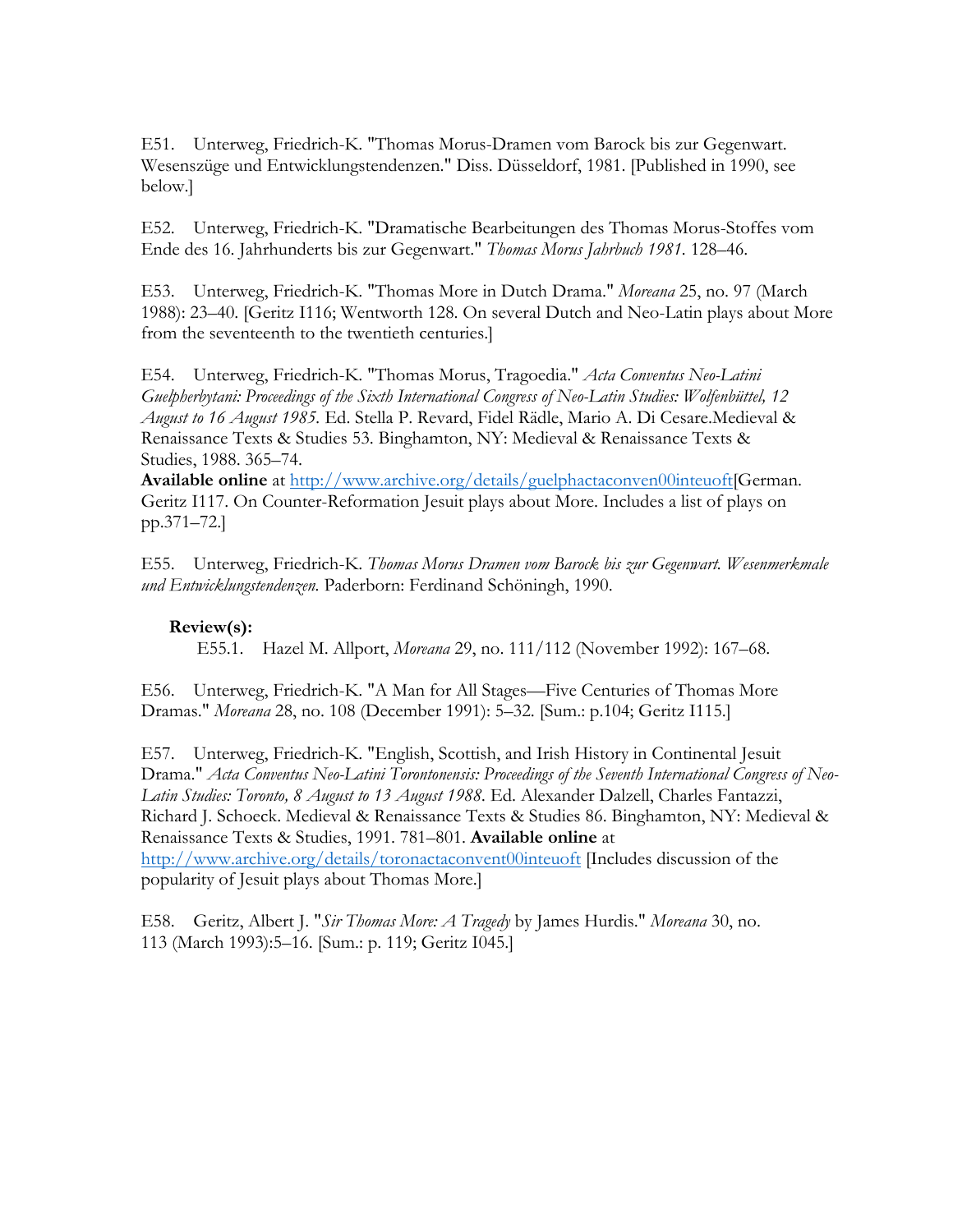E51. Unterweg, Friedrich-K. "Thomas Morus-Dramen vom Barock bis zur Gegenwart. Wesenszüge und Entwicklungstendenzen." Diss. Düsseldorf, 1981. [Published in 1990, see below.]

E52. Unterweg, Friedrich-K. "Dramatische Bearbeitungen des Thomas Morus-Stoffes vom Ende des 16. Jahrhunderts bis zur Gegenwart." *Thomas Morus Jahrbuch 1981*. 128–46.

E53. Unterweg, Friedrich-K. "Thomas More in Dutch Drama." *Moreana* 25, no. 97 (March 1988): 23–40. [Geritz I116; Wentworth 128. On several Dutch and Neo-Latin plays about More from the seventeenth to the twentieth centuries.]

E54. Unterweg, Friedrich-K. "Thomas Morus, Tragoedia." *Acta Conventus Neo-Latini Guelpherbytani: Proceedings of the Sixth International Congress of Neo-Latin Studies: Wolfenbüttel, 12 August to 16 August 1985*. Ed. Stella P. Revard, Fidel Rädle, Mario A. Di Cesare.Medieval & Renaissance Texts & Studies 53. Binghamton, NY: Medieval & Renaissance Texts & Studies, 1988. 365–74.
**Available online** at http://www.archive.org/details/guelphactaconven00inteuoft[German. Geritz I117. On Counter-Reformation Jesuit plays about More. Includes a list of plays on pp.371–72.]

E55. Unterweg, Friedrich-K. *Thomas Morus Dramen vom Barock bis zur Gegenwart. Wesenmerkmale und Entwicklungstendenzen.* Paderborn: Ferdinand Schöningh, 1990.

**Review(s):**

E55.1. Hazel M. Allport, *Moreana* 29, no. 111/112 (November 1992): 167–68.

E56. Unterweg, Friedrich-K. "A Man for All Stages—Five Centuries of Thomas More Dramas." *Moreana* 28, no. 108 (December 1991): 5–32. [Sum.: p.104; Geritz I115.]

E57. Unterweg, Friedrich-K. "English, Scottish, and Irish History in Continental Jesuit Drama." *Acta Conventus Neo-Latini Torontonensis: Proceedings of the Seventh International Congress of Neo-Latin Studies: Toronto, 8 August to 13 August 1988*. Ed. Alexander Dalzell, Charles Fantazzi, Richard J. Schoeck. Medieval & Renaissance Texts & Studies 86. Binghamton, NY: Medieval & Renaissance Texts & Studies, 1991. 781–801. **Available online** at http://www.archive.org/details/toronactaconvent00inteuoft [Includes discussion of the popularity of Jesuit plays about Thomas More.]

E58. Geritz, Albert J. "*Sir Thomas More: A Tragedy* by James Hurdis." *Moreana* 30, no. 113 (March 1993):5–16. [Sum.: p. 119; Geritz I045.]